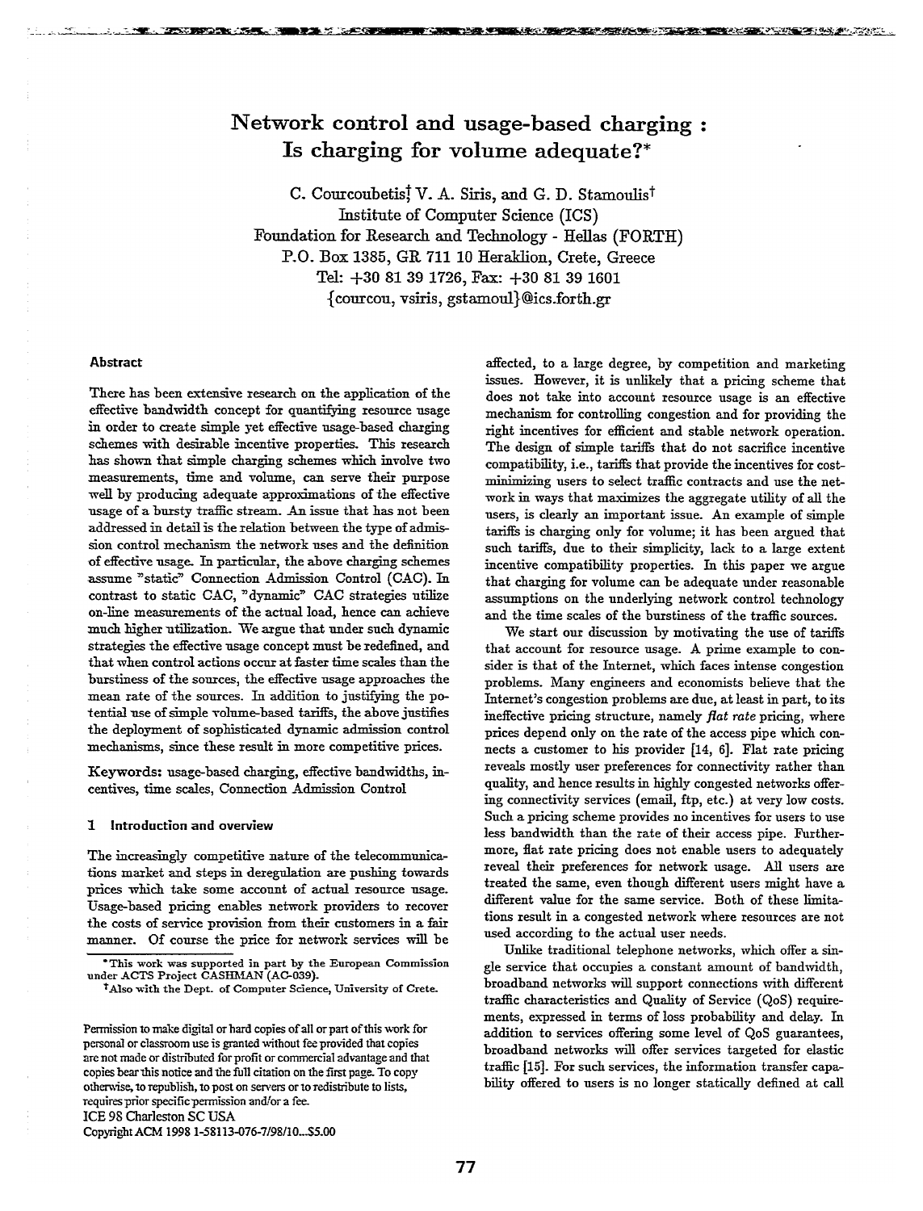# Network control and usage-based charging : Is charging for volume adequate?*

C. Courcoubetis[†] V. A. Siris, and G. D. Stamoulis[†]
Institute of Computer Science (ICS)
Foundation for Research and Technology - Hellas (FORTH)
P.O. Box 1385, GR 711 10 Heraklion, Crete, Greece
Tel: +30 81 39 1726, Fax: +30 81 39 1601
{courcou, vsiris, gstamoul}@ics.forth.gr

### Abstract

There has been extensive research on the application of the effective bandwidth concept for quantifying resource usage in order to create simple yet effective usage-based charging schemes with desirable incentive properties. This research has shown that simple charging schemes which involve two measurements, time and volume, can serve their purpose well by producing adequate approximations of the effective usage of a bursty traffic stream. An issue that has not been addressed in detail is the relation between the type of admission control mechanism the network uses and the definition of effective usage. In particular, the above charging schemes assume "static" Connection Admission Control (CAC). In contrast to static CAC, "dynamic" CAC strategies utilize on-line measurements of the actual load, hence can achieve much higher utilization. We argue that under such dynamic strategies the effective usage concept must be redefined, and that when control actions occur at faster time scales than the burstiness of the sources, the effective usage approaches the mean rate of the sources. In addition to justifying the potential use of simple volume-based tariffs, the above justifies the deployment of sophisticated dynamic admission control mechanisms, since these result in more competitive prices.

**Keywords:** usage-based charging, effective bandwidths, incentives, time scales, Connection Admission Control

## 1 Introduction and overview

The increasingly competitive nature of the telecommunications market and steps in deregulation are pushing towards prices which take some account of actual resource usage. Usage-based pricing enables network providers to recover the costs of service provision from their customers in a fair manner. Of course the price for network services will be affected, to a large degree, by competition and marketing issues. However, it is unlikely that a pricing scheme that does not take into account resource usage is an effective mechanism for controlling congestion and for providing the right incentives for efficient and stable network operation. The design of simple tariffs that do not sacrifice incentive compatibility, i.e., tariffs that provide the incentives for cost-minimizing users to select traffic contracts and use the network in ways that maximizes the aggregate utility of all the users, is clearly an important issue. An example of simple tariffs is charging only for volume; it has been argued that such tariffs, due to their simplicity, lack to a large extent incentive compatibility properties. In this paper we argue that charging for volume can be adequate under reasonable assumptions on the underlying network control technology and the time scales of the burstiness of the traffic sources.

We start our discussion by motivating the use of tariffs that account for resource usage. A prime example to consider is that of the Internet, which faces intense congestion problems. Many engineers and economists believe that the Internet's congestion problems are due, at least in part, to its ineffective pricing structure, namely *flat rate* pricing, where prices depend only on the rate of the access pipe which connects a customer to his provider [14, 6]. Flat rate pricing reveals mostly user preferences for connectivity rather than quality, and hence results in highly congested networks offering connectivity services (email, ftp, etc.) at very low costs. Such a pricing scheme provides no incentives for users to use less bandwidth than the rate of their access pipe. Furthermore, flat rate pricing does not enable users to adequately reveal their preferences for network usage. All users are treated the same, even though different users might have a different value for the same service. Both of these limitations result in a congested network where resources are not used according to the actual user needs.

Unlike traditional telephone networks, which offer a single service that occupies a constant amount of bandwidth, broadband networks will support connections with different traffic characteristics and Quality of Service (QoS) requirements, expressed in terms of loss probability and delay. In addition to services offering some level of QoS guarantees, broadband networks will offer services targeted for elastic traffic [15]. For such services, the information transfer capability offered to users is no longer statically defined at call

*This work was supported in part by the European Commission under ACTS Project CASHMAN (AC-039).

[†]Also with the Dept. of Computer Science, University of Crete.

Permission to make digital or hard copies of all or part of this work for personal or classroom use is granted without fee provided that copies are not made or distributed for profit or commercial advantage and that copies bear this notice and the full citation on the first page. To copy otherwise, to republish, to post on servers or to redistribute to lists, requires prior specific permission and/or a fee.
ICE 98 Charleston SC USA
Copyright ACM 1998 1-58113-076-7/98/10...$5.00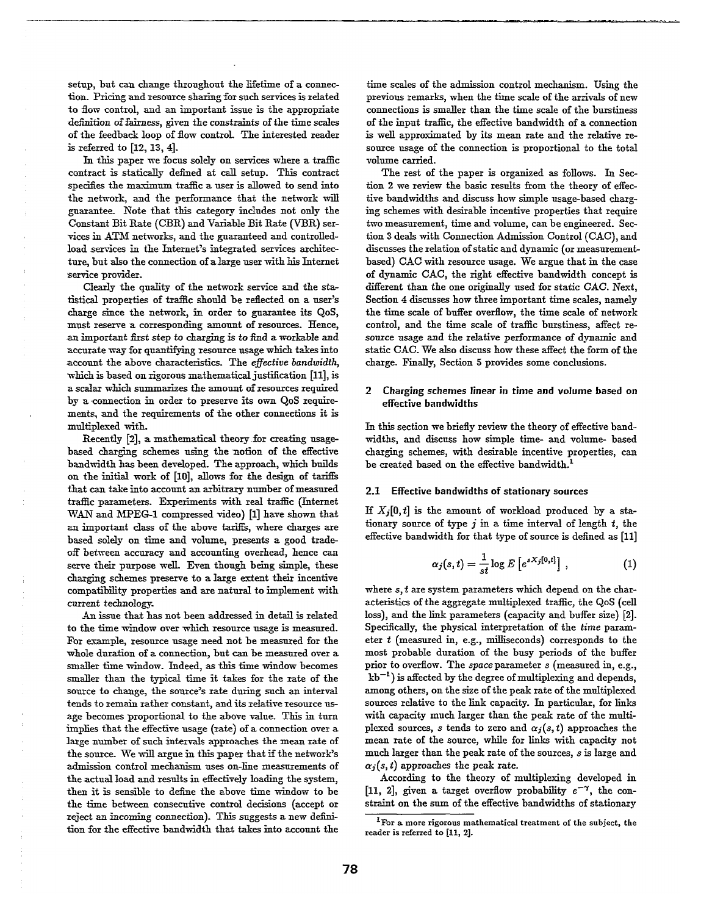setup, but can change throughout the lifetime of a connection. Pricing and resource sharing for such services is related to flow control, and an important issue is the appropriate definition of fairness, given the constraints of the time scales of the feedback loop of flow control. The interested reader is referred to [12, 13, 4].

In this paper we focus solely on services where a traffic contract is statically defined at call setup. This contract specifies the maximum traffic a user is allowed to send into the network, and the performance that the network will guarantee. Note that this category includes not only the Constant Bit Rate (CBR) and Variable Bit Rate (VBR) services in ATM networks, and the guaranteed and controlled-load services in the Internet's integrated services architecture, but also the connection of a large user with his Internet service provider.

Clearly the quality of the network service and the statistical properties of traffic should be reflected on a user's charge since the network, in order to guarantee its QoS, must reserve a corresponding amount of resources. Hence, an important *first step to charging is to find a workable and accurate way for quantifying resource usage* which takes into account the above characteristics. The *effective bandwidth*, which is based on rigorous mathematical justification [11], is a scalar which summarizes the amount of resources required by a connection in order to preserve its own QoS requirements, and the requirements of the other connections it is multiplexed with.

Recently [2], a mathematical theory for creating usage-based charging schemes using the notion of the effective bandwidth has been developed. The approach, which builds on the initial work of [10], allows for the design of tariffs that can take into account an arbitrary number of measured traffic parameters. Experiments with real traffic (Internet WAN and MPEG-1 compressed video) [1] have shown that an important class of the above tariffs, where charges are based solely on time and volume, presents a good trade-off between accuracy and accounting overhead, hence can serve their purpose well. Even though being simple, these charging schemes preserve to a large extent their incentive compatibility properties and are natural to implement with current technology.

An issue that has not been addressed in detail is related to the time window over which resource usage is measured. For example, resource usage need not be measured for the whole duration of a connection, but can be measured over a smaller time window. Indeed, as this time window becomes smaller than the typical time it takes for the rate of the source to change, the source's rate during such an interval tends to remain rather constant, and its relative resource usage becomes proportional to the above value. This in turn implies that the effective usage (rate) of a connection over a large number of such intervals approaches the mean rate of the source. We will argue in this paper that if the network's admission control mechanism uses on-line measurements of the actual load and results in effectively loading the system, then it is sensible to define the above time window to be the time between consecutive control decisions (accept or reject an incoming connection). This suggests a new definition for the effective bandwidth that takes into account the time scales of the admission control mechanism. Using the previous remarks, when the time scale of the arrivals of new connections is smaller than the time scale of the burstiness of the input traffic, the effective bandwidth of a connection is well approximated by its mean rate and the relative resource usage of the connection is proportional to the total volume carried.

The rest of the paper is organized as follows. In Section 2 we review the basic results from the theory of effective bandwidths and discuss how simple usage-based charging schemes with desirable incentive properties that require two measurement, time and volume, can be engineered. Section 3 deals with Connection Admission Control (CAC), and discusses the relation of static and dynamic (or measurement-based) CAC with resource usage. We argue that in the case of dynamic CAC, the right effective bandwidth concept is different than the one originally used for static CAC. Next, Section 4 discusses how three important time scales, namely the time scale of buffer overflow, the time scale of network control, and the time scale of traffic burstiness, affect resource usage and the relative performance of dynamic and static CAC. We also discuss how these affect the form of the charge. Finally, Section 5 provides some conclusions.

## 2 Charging schemes linear in time and volume based on effective bandwidths

In this section we briefly review the theory of effective bandwidths, and discuss how simple time- and volume- based charging schemes, with desirable incentive properties, can be created based on the effective bandwidth.[1]

### 2.1 Effective bandwidths of stationary sources

If $X_j[0,t]$ is the amount of workload produced by a stationary source of type $j$ in a time interval of length $t$, the effective bandwidth for that type of source is defined as [11]

$$\alpha_j(s,t) = \frac{1}{st} \log E\left[e^{sX_j[0,t]}\right], \tag{1}$$

where $s, t$ are system parameters which depend on the characteristics of the aggregate multiplexed traffic, the QoS (cell loss), and the link parameters (capacity and buffer size) [2]. Specifically, the physical interpretation of the *time* parameter $t$ (measured in, e.g., milliseconds) corresponds to the most probable duration of the busy periods of the buffer prior to overflow. The *space* parameter $s$ (measured in, e.g., $\text{kb}^{-1}$) is affected by the degree of multiplexing and depends, among others, on the size of the peak rate of the multiplexed sources relative to the link capacity. In particular, for links with capacity much larger than the peak rate of the multiplexed sources, $s$ tends to zero and $\alpha_j(s,t)$ approaches the mean rate of the source, while for links with capacity not much larger than the peak rate of the sources, $s$ is large and $\alpha_j(s,t)$ approaches the peak rate.

According to the theory of multiplexing developed in [11, 2], given a target overflow probability $e^{-\gamma}$, the constraint on the sum of the effective bandwidths of stationary

[1] For a more rigorous mathematical treatment of the subject, the reader is referred to [11, 2].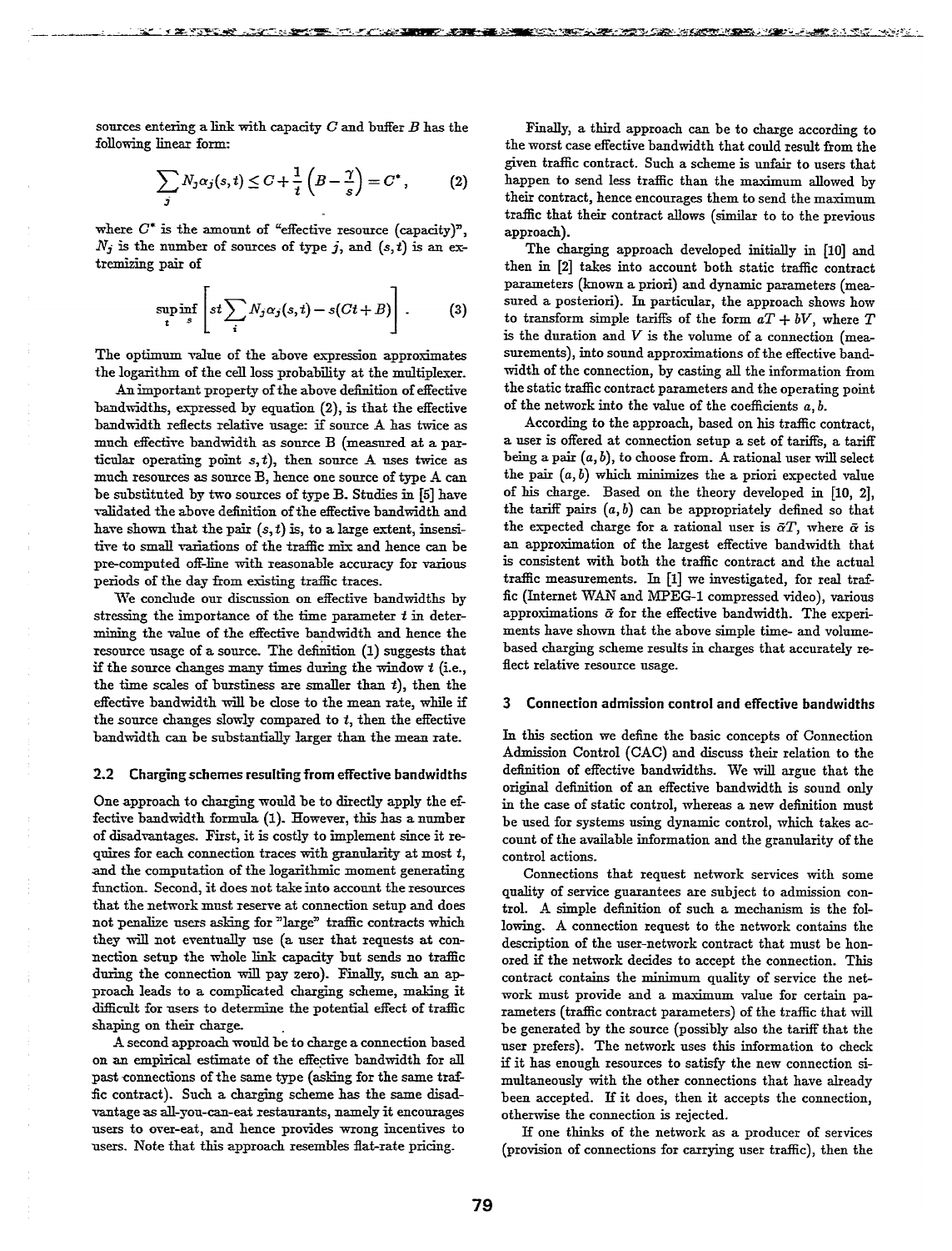sources entering a link with capacity $C$ and buffer $B$ has the following linear form:

$$\sum_j N_j \alpha_j(s,t) \leq C + \frac{1}{t}\left(B - \frac{\gamma}{s}\right) = C^*, \qquad (2)$$

where $C^*$ is the amount of "effective resource (capacity)", $N_j$ is the number of sources of type $j$, and $(s,t)$ is an extremizing pair of

$$\sup_t \inf_s \left[ st \sum_i N_j \alpha_j(s,t) - s(Ct + B) \right]. \qquad (3)$$

The optimum value of the above expression approximates the logarithm of the cell loss probability at the multiplexer.

An important property of the above definition of effective bandwidths, expressed by equation (2), is that the effective bandwidth reflects relative usage: if source A has twice as much effective bandwidth as source B (measured at a particular operating point $s,t$), then source A uses twice as much resources as source B, hence one source of type A can be substituted by two sources of type B. Studies in [5] have validated the above definition of the effective bandwidth and have shown that the pair $(s,t)$ is, to a large extent, insensitive to small variations of the traffic mix and hence can be pre-computed off-line with reasonable accuracy for various periods of the day from existing traffic traces.

We conclude our discussion on effective bandwidths by stressing the importance of the time parameter $t$ in determining the value of the effective bandwidth and hence the resource usage of a source. The definition (1) suggests that if the source changes many times during the window $t$ (i.e., the time scales of burstiness are smaller than $t$), then the effective bandwidth will be close to the mean rate, while if the source changes slowly compared to $t$, then the effective bandwidth can be substantially larger than the mean rate.

### 2.2 Charging schemes resulting from effective bandwidths

One approach to charging would be to directly apply the effective bandwidth formula (1). However, this has a number of disadvantages. First, it is costly to implement since it requires for each connection traces with granularity at most $t$, and the computation of the logarithmic moment generating function. Second, it does not take into account the resources that the network must reserve at connection setup and does not penalize users asking for "large" traffic contracts which they will not eventually use (a user that requests at connection setup the whole link capacity but sends no traffic during the connection will pay zero). Finally, such an approach leads to a complicated charging scheme, making it difficult for users to determine the potential effect of traffic shaping on their charge.

A second approach would be to charge a connection based on an empirical estimate of the effective bandwidth for all past connections of the same type (asking for the same traffic contract). Such a charging scheme has the same disadvantage as all-you-can-eat restaurants, namely it encourages users to over-eat, and hence provides wrong incentives to users. Note that this approach resembles flat-rate pricing.

Finally, a third approach can be to charge according to the worst case effective bandwidth that could result from the given traffic contract. Such a scheme is unfair to users that happen to send less traffic than the maximum allowed by their contract, hence encourages them to send the maximum traffic that their contract allows (similar to to the previous approach).

The charging approach developed initially in [10] and then in [2] takes into account both static traffic contract parameters (known a priori) and dynamic parameters (measured a posteriori). In particular, the approach shows how to transform simple tariffs of the form $aT + bV$, where $T$ is the duration and $V$ is the volume of a connection (measurements), into sound approximations of the effective bandwidth of the connection, by casting all the information from the static traffic contract parameters and the operating point of the network into the value of the coefficients $a, b$.

According to the approach, based on his traffic contract, a user is offered at connection setup a set of tariffs, a tariff being a pair $(a,b)$, to choose from. A rational user will select the pair $(a,b)$ which minimizes the a priori expected value of his charge. Based on the theory developed in [10, 2], the tariff pairs $(a,b)$ can be appropriately defined so that the expected charge for a rational user is $\bar{\alpha}T$, where $\bar{\alpha}$ is an approximation of the largest effective bandwidth that is consistent with both the traffic contract and the actual traffic measurements. In [1] we investigated, for real traffic (Internet WAN and MPEG-1 compressed video), various approximations $\bar{\alpha}$ for the effective bandwidth. The experiments have shown that the above simple time- and volume-based charging scheme results in charges that accurately reflect relative resource usage.

## 3 Connection admission control and effective bandwidths

In this section we define the basic concepts of Connection Admission Control (CAC) and discuss their relation to the definition of effective bandwidths. We will argue that the original definition of an effective bandwidth is sound only in the case of static control, whereas a new definition must be used for systems using dynamic control, which takes account of the available information and the granularity of the control actions.

Connections that request network services with some quality of service guarantees are subject to admission control. A simple definition of such a mechanism is the following. A connection request to the network contains the description of the user-network contract that must be honored if the network decides to accept the connection. This contract contains the minimum quality of service the network must provide and a maximum value for certain parameters (traffic contract parameters) of the traffic that will be generated by the source (possibly also the tariff that the user prefers). The network uses this information to check if it has enough resources to satisfy the new connection simultaneously with the other connections that have already been accepted. If it does, then it accepts the connection, otherwise the connection is rejected.

If one thinks of the network as a producer of services (provision of connections for carrying user traffic), then the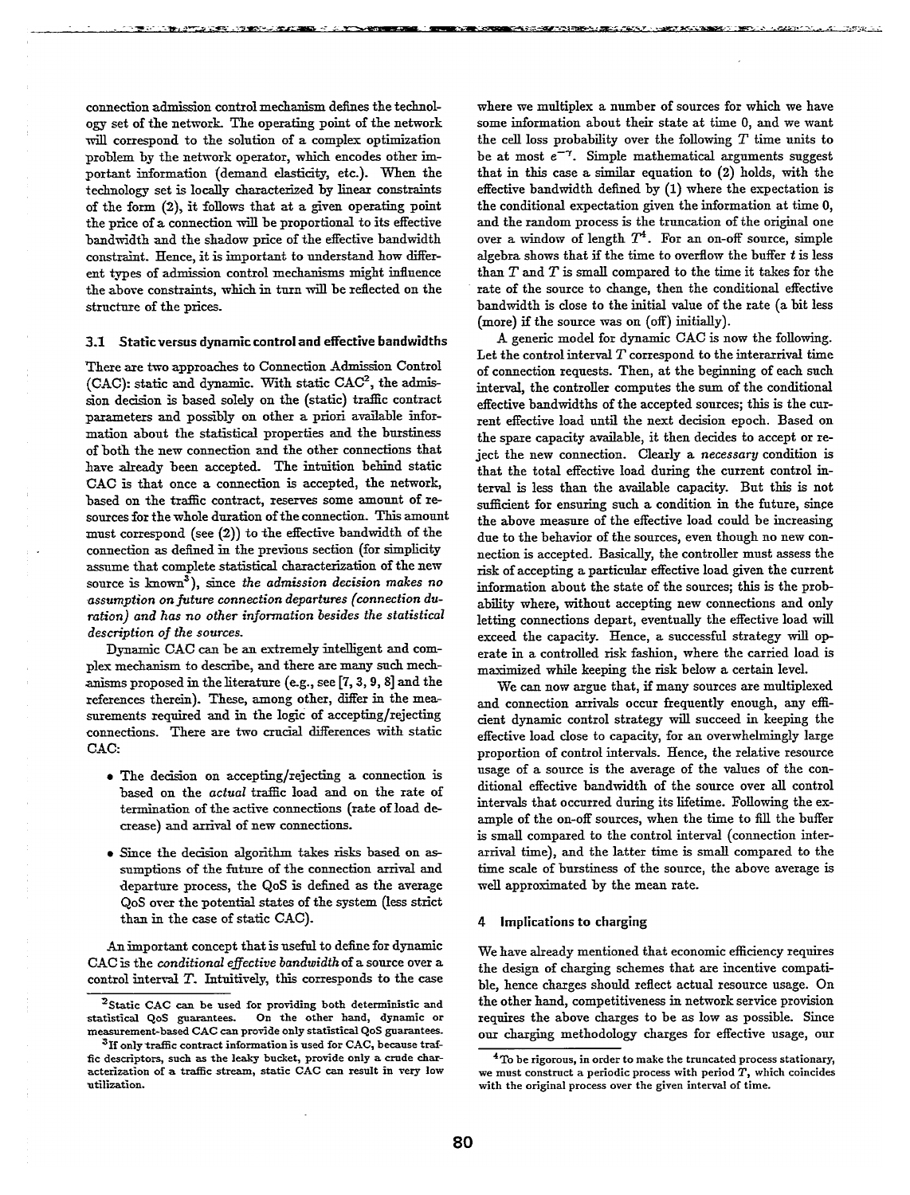connection admission control mechanism defines the technology set of the network. The operating point of the network will correspond to the solution of a complex optimization problem by the network operator, which encodes other important information (demand elasticity, etc.). When the technology set is locally characterized by linear constraints of the form (2), it follows that at a given operating point the price of a connection will be proportional to its effective bandwidth and the shadow price of the effective bandwidth constraint. Hence, it is important to understand how different types of admission control mechanisms might influence the above constraints, which in turn will be reflected on the structure of the prices.

### 3.1 Static versus dynamic control and effective bandwidths

There are two approaches to Connection Admission Control (CAC): static and dynamic. With static CAC[2], the admission decision is based solely on the (static) traffic contract parameters and possibly on other a priori available information about the statistical properties and the burstiness of both the new connection and the other connections that have already been accepted. The intuition behind static CAC is that once a connection is accepted, the network, based on the traffic contract, reserves some amount of resources for the whole duration of the connection. This amount must correspond (see (2)) to the effective bandwidth of the connection as defined in the previous section (for simplicity assume that complete statistical characterization of the new source is known[3]), since *the admission decision makes no assumption on future connection departures (connection duration) and has no other information besides the statistical description of the sources.*

Dynamic CAC can be an extremely intelligent and complex mechanism to describe, and there are many such mechanisms proposed in the literature (e.g., see [7, 3, 9, 8] and the references therein). These, among other, differ in the measurements required and in the logic of accepting/rejecting connections. There are two crucial differences with static CAC:

- The decision on accepting/rejecting a connection is based on the *actual* traffic load and on the rate of termination of the active connections (rate of load decrease) and arrival of new connections.
- Since the decision algorithm takes risks based on assumptions of the future of the connection arrival and departure process, the QoS is defined as the average QoS over the potential states of the system (less strict than in the case of static CAC).

An important concept that is useful to define for dynamic CAC is the *conditional effective bandwidth* of a source over a control interval $T$. Intuitively, this corresponds to the case where we multiplex a number of sources for which we have some information about their state at time 0, and we want the cell loss probability over the following $T$ time units to be at most $e^{-\gamma}$. Simple mathematical arguments suggest that in this case a similar equation to (2) holds, with the effective bandwidth defined by (1) where the expectation is the conditional expectation given the information at time 0, and the random process is the truncation of the original one over a window of length $T$[4]. For an on-off source, simple algebra shows that if the time to overflow the buffer $t$ is less than $T$ and $T$ is small compared to the time it takes for the rate of the source to change, then the conditional effective bandwidth is close to the initial value of the rate (a bit less (more) if the source was on (off) initially).

A generic model for dynamic CAC is now the following. Let the control interval $T$ correspond to the interarrival time of connection requests. Then, at the beginning of each such interval, the controller computes the sum of the conditional effective bandwidths of the accepted sources; this is the current effective load until the next decision epoch. Based on the spare capacity available, it then decides to accept or reject the new connection. Clearly a *necessary* condition is that the total effective load during the current control interval is less than the available capacity. But this is not sufficient for ensuring such a condition in the future, since the above measure of the effective load could be increasing due to the behavior of the sources, even though no new connection is accepted. Basically, the controller must assess the risk of accepting a particular effective load given the current information about the state of the sources; this is the probability where, without accepting new connections and only letting connections depart, eventually the effective load will exceed the capacity. Hence, a successful strategy will operate in a controlled risk fashion, where the carried load is maximized while keeping the risk below a certain level.

We can now argue that, if many sources are multiplexed and connection arrivals occur frequently enough, any efficient dynamic control strategy will succeed in keeping the effective load close to capacity, for an overwhelmingly large proportion of control intervals. Hence, the relative resource usage of a source is the average of the values of the conditional effective bandwidth of the source over all control intervals that occurred during its lifetime. Following the example of the on-off sources, when the time to fill the buffer is small compared to the control interval (connection interarrival time), and the latter time is small compared to the time scale of burstiness of the source, the above average is well approximated by the mean rate.

## 4 Implications to charging

We have already mentioned that economic efficiency requires the design of charging schemes that are incentive compatible, hence charges should reflect actual resource usage. On the other hand, competitiveness in network service provision requires the above charges to be as low as possible. Since our charging methodology charges for effective usage, our

[2] Static CAC can be used for providing both deterministic and statistical QoS guarantees. On the other hand, dynamic or measurement-based CAC can provide only statistical QoS guarantees.

[3] If only traffic contract information is used for CAC, because traffic descriptors, such as the leaky bucket, provide only a crude characterization of a traffic stream, static CAC can result in very low utilization.

[4] To be rigorous, in order to make the truncated process stationary, we must construct a periodic process with period $T$, which coincides with the original process over the given interval of time.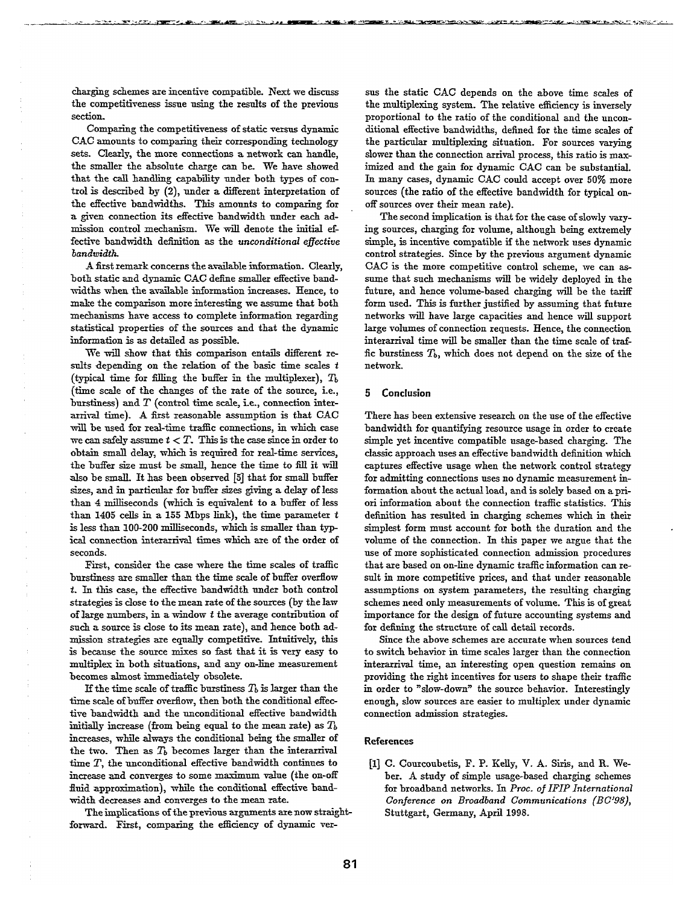charging schemes are incentive compatible. Next we discuss the competitiveness issue using the results of the previous section.

Comparing the competitiveness of static versus dynamic CAC amounts to comparing their corresponding technology sets. Clearly, the more connections a network can handle, the smaller the absolute charge can be. We have showed that the call handling capability under both types of control is described by (2), under a different interpretation of the effective bandwidths. This amounts to comparing for a given connection its effective bandwidth under each admission control mechanism. We will denote the initial effective bandwidth definition as the *unconditional effective bandwidth*.

A first remark concerns the available information. Clearly, both static and dynamic CAC define smaller effective bandwidths when the available information increases. Hence, to make the comparison more interesting we assume that both mechanisms have access to complete information regarding statistical properties of the sources and that the dynamic information is as detailed as possible.

We will show that this comparison entails different results depending on the relation of the basic time scales $t$ (typical time for filling the buffer in the multiplexer), $T_b$ (time scale of the changes of the rate of the source, i.e., burstiness) and $T$ (control time scale, i.e., connection interarrival time). A first reasonable assumption is that CAC will be used for real-time traffic connections, in which case we can safely assume $t < T$. This is the case since in order to obtain small delay, which is required for real-time services, the buffer size must be small, hence the time to fill it will also be small. It has been observed [5] that for small buffer sizes, and in particular for buffer sizes giving a delay of less than 4 milliseconds (which is equivalent to a buffer of less than 1405 cells in a 155 Mbps link), the time parameter $t$ is less than 100-200 milliseconds, which is smaller than typical connection interarrival times which are of the order of seconds.

First, consider the case where the time scales of traffic burstiness are smaller than the time scale of buffer overflow $t$. In this case, the effective bandwidth under both control strategies is close to the mean rate of the sources (by the law of large numbers, in a window $t$ the average contribution of such a source is close to its mean rate), and hence both admission strategies are equally competitive. Intuitively, this is because the source mixes so fast that it is very easy to multiplex in both situations, and any on-line measurement becomes almost immediately obsolete.

If the time scale of traffic burstiness $T_b$ is larger than the time scale of buffer overflow, then both the conditional effective bandwidth and the unconditional effective bandwidth initially increase (from being equal to the mean rate) as $T_b$ increases, while always the conditional being the smaller of the two. Then as $T_b$ becomes larger than the interarrival time $T$, the unconditional effective bandwidth continues to increase and converges to some maximum value (the on-off fluid approximation), while the conditional effective bandwidth decreases and converges to the mean rate.

The implications of the previous arguments are now straightforward. First, comparing the efficiency of dynamic versus the static CAC depends on the above time scales of the multiplexing system. The relative efficiency is inversely proportional to the ratio of the conditional and the unconditional effective bandwidths, defined for the time scales of the particular multiplexing situation. For sources varying slower than the connection arrival process, this ratio is maximized and the gain for dynamic CAC can be substantial. In many cases, dynamic CAC could accept over 50% more sources (the ratio of the effective bandwidth for typical on-off sources over their mean rate).

The second implication is that for the case of slowly varying sources, charging for volume, although being extremely simple, is incentive compatible if the network uses dynamic control strategies. Since by the previous argument dynamic CAC is the more competitive control scheme, we can assume that such mechanisms will be widely deployed in the future, and hence volume-based charging will be the tariff form used. This is further justified by assuming that future networks will have large capacities and hence will support large volumes of connection requests. Hence, the connection interarrival time will be smaller than the time scale of traffic burstiness $T_b$, which does not depend on the size of the network.

## 5 Conclusion

There has been extensive research on the use of the effective bandwidth for quantifying resource usage in order to create simple yet incentive compatible usage-based charging. The classic approach uses an effective bandwidth definition which captures effective usage when the network control strategy for admitting connections uses no dynamic measurement information about the actual load, and is solely based on a priori information about the connection traffic statistics. This definition has resulted in charging schemes which in their simplest form must account for both the duration and the volume of the connection. In this paper we argue that the use of more sophisticated connection admission procedures that are based on on-line dynamic traffic information can result in more competitive prices, and that under reasonable assumptions on system parameters, the resulting charging schemes need only measurements of volume. This is of great importance for the design of future accounting systems and for defining the structure of call detail records.

Since the above schemes are accurate when sources tend to switch behavior in time scales larger than the connection interarrival time, an interesting open question remains on providing the right incentives for users to shape their traffic in order to "slow-down" the source behavior. Interestingly enough, slow sources are easier to multiplex under dynamic connection admission strategies.

## References

[1] C. Courcoubetis, F. P. Kelly, V. A. Siris, and R. Weber. A study of simple usage-based charging schemes for broadband networks. In *Proc. of IFIP International Conference on Broadband Communications (BC'98)*, Stuttgart, Germany, April 1998.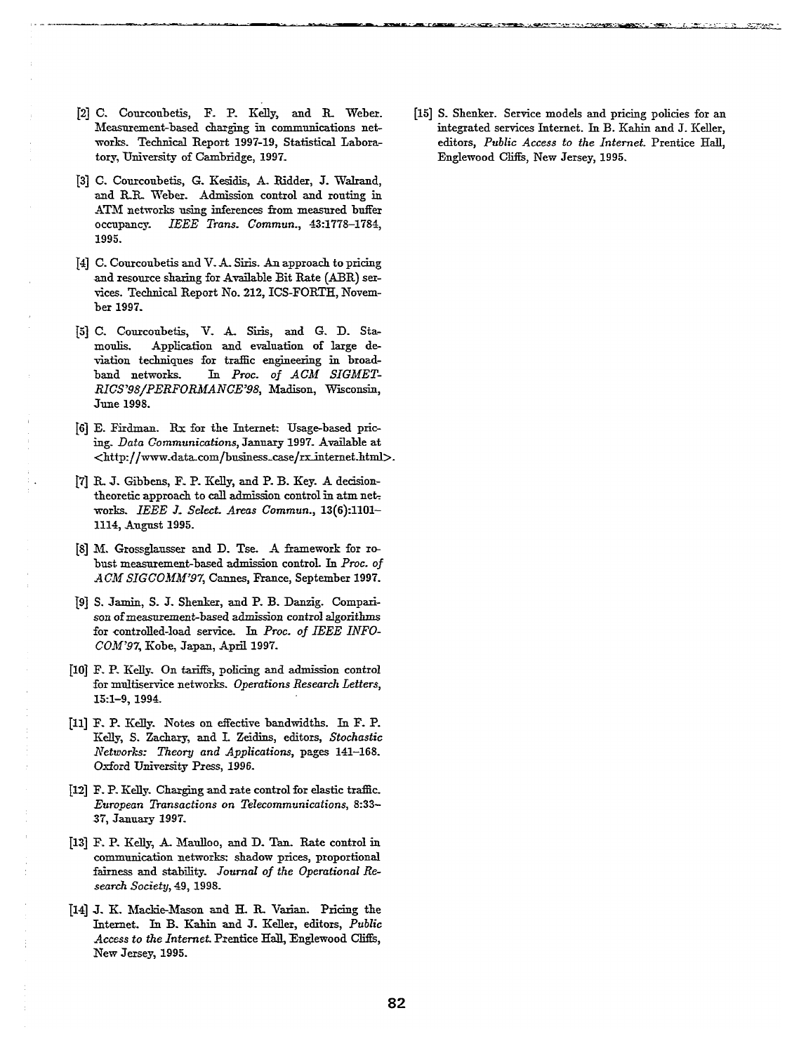[2] C. Courcoubetis, F. P. Kelly, and R. Weber. Measurement-based charging in communications networks. Technical Report 1997-19, Statistical Laboratory, University of Cambridge, 1997.

[3] C. Courcoubetis, G. Kesidis, A. Ridder, J. Walrand, and R.R. Weber. Admission control and routing in ATM networks using inferences from measured buffer occupancy. *IEEE Trans. Commun.*, 43:1778–1784, 1995.

[4] C. Courcoubetis and V. A. Siris. An approach to pricing and resource sharing for Available Bit Rate (ABR) services. Technical Report No. 212, ICS-FORTH, November 1997.

[5] C. Courcoubetis, V. A. Siris, and G. D. Stamoulis. Application and evaluation of large deviation techniques for traffic engineering in broadband networks. In *Proc. of ACM SIGMETRICS'98/PERFORMANCE'98*, Madison, Wisconsin, June 1998.

[6] E. Firdman. Rx for the Internet: Usage-based pricing. *Data Communications*, January 1997. Available at <http://www.data.com/business_case/rx_internet.html>.

[7] R. J. Gibbens, F. P. Kelly, and P. B. Key. A decision-theoretic approach to call admission control in atm networks. *IEEE J. Select. Areas Commun.*, 13(6):1101–1114, August 1995.

[8] M. Grossglauser and D. Tse. A framework for robust measurement-based admission control. In *Proc. of ACM SIGCOMM'97*, Cannes, France, September 1997.

[9] S. Jamin, S. J. Shenker, and P. B. Danzig. Comparison of measurement-based admission control algorithms for controlled-load service. In *Proc. of IEEE INFOCOM'97*, Kobe, Japan, April 1997.

[10] F. P. Kelly. On tariffs, policing and admission control for multiservice networks. *Operations Research Letters*, 15:1–9, 1994.

[11] F. P. Kelly. Notes on effective bandwidths. In F. P. Kelly, S. Zachary, and I. Zeidins, editors, *Stochastic Networks: Theory and Applications*, pages 141–168. Oxford University Press, 1996.

[12] F. P. Kelly. Charging and rate control for elastic traffic. *European Transactions on Telecommunications*, 8:33–37, January 1997.

[13] F. P. Kelly, A. Maulloo, and D. Tan. Rate control in communication networks: shadow prices, proportional fairness and stability. *Journal of the Operational Research Society*, 49, 1998.

[14] J. K. Mackie-Mason and H. R. Varian. Pricing the Internet. In B. Kahin and J. Keller, editors, *Public Access to the Internet*. Prentice Hall, Englewood Cliffs, New Jersey, 1995.

[15] S. Shenker. Service models and pricing policies for an integrated services Internet. In B. Kahin and J. Keller, editors, *Public Access to the Internet*. Prentice Hall, Englewood Cliffs, New Jersey, 1995.